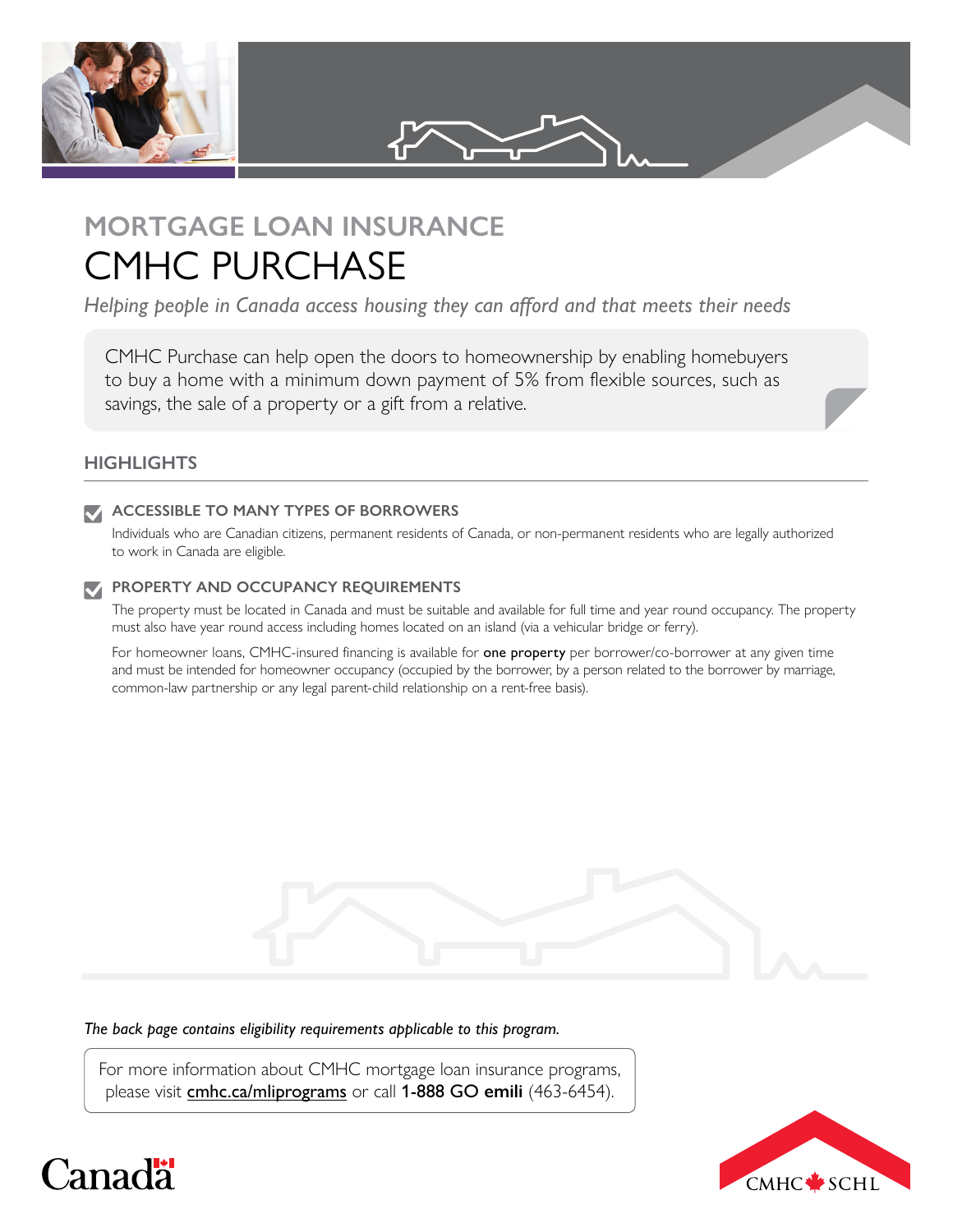## MORTGAGE LOAN INSURANCE

# CMHC PURCHASE

*Helping people in Canada access housing they can afford and that meets their needs*

CMHC Purchase can help open the doors to homeownership by enabling homebuyers to buy a home with a minimum down payment of 5% from flexible sources, such as savings, the sale of a property or a gift from a relative.

## HIGHLIGHTS

### ACCESSIBLE TO MANY TYPES OF BORROWERS

Individuals who are Canadian citizens, permanent residents of Canada, or non-permanent residents who are legally authorized to work in Canada are eligible.

### PROPERTY AND OCCUPANCY REQUIREMENTS

The property must be located in Canada and must be suitable and available for full time and year round occupancy. The property must also have year round access including homes located on an island (via a vehicular bridge or ferry).

For homeowner loans, CMHC-insured financing is available for **one property** per borrower/co-borrower at any given time and must be intended for homeowner occupancy (occupied by the borrower, by a person related to the borrower by marriage, common-law partnership or any legal parent-child relationship on a rent-free basis).

*The back page contains eligibility requirements applicable to this program.*

For more information about CMHC mortgage loan insurance programs, please visit cmhc.ca/mliprograms or call **1-888 GO emili** (463-6454).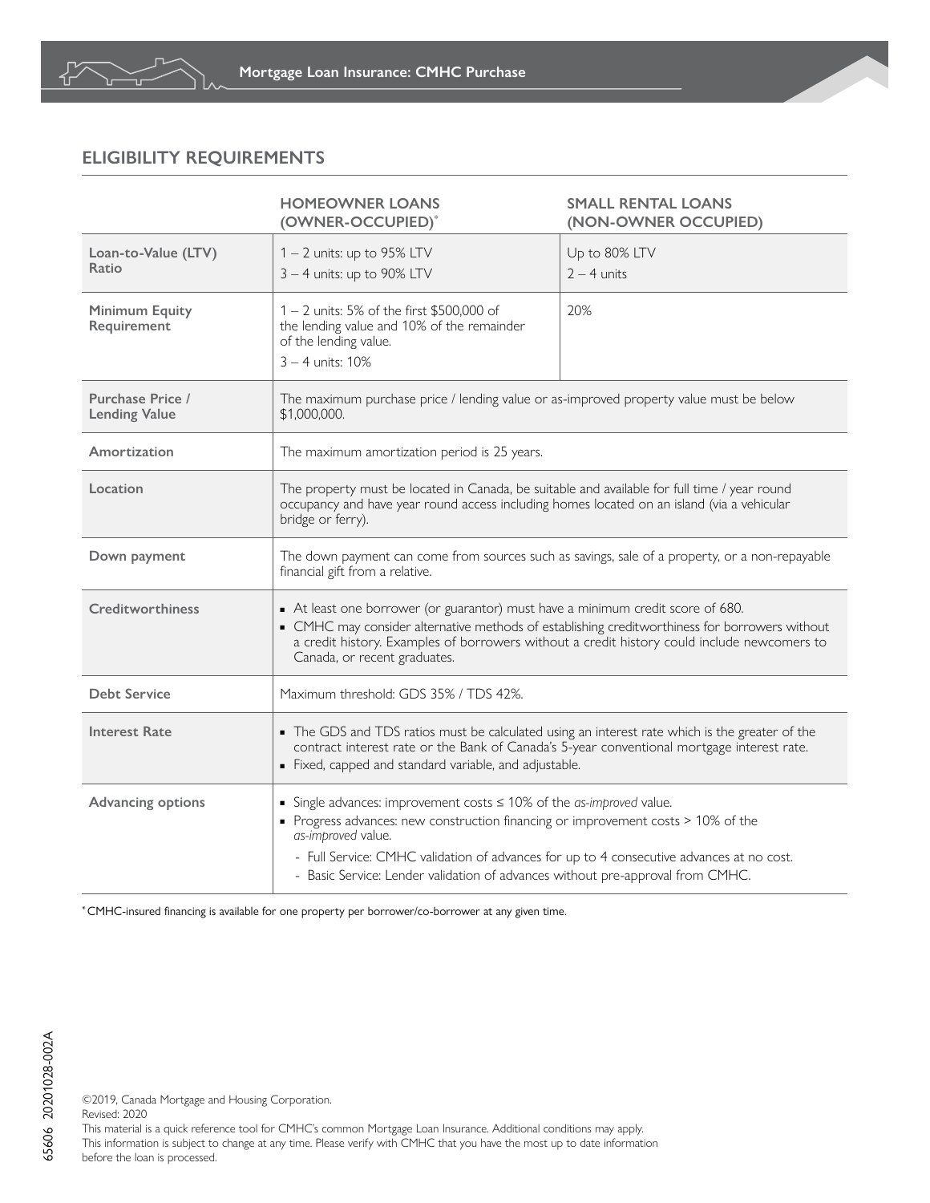## ELIGIBILITY REQUIREMENTS

| | HOMEOWNER LOANS (OWNER-OCCUPIED)* | SMALL RENTAL LOANS (NON-OWNER OCCUPIED) |
|---|---|---|
| **Loan-to-Value (LTV) Ratio** | 1 – 2 units: up to 95% LTV<br>3 – 4 units: up to 90% LTV | Up to 80% LTV<br>2 – 4 units |
| **Minimum Equity Requirement** | 1 – 2 units: 5% of the first $500,000 of the lending value and 10% of the remainder of the lending value.<br>3 – 4 units: 10% | 20% |
| **Purchase Price / Lending Value** | The maximum purchase price / lending value or as-improved property value must be below $1,000,000. | |
| **Amortization** | The maximum amortization period is 25 years. | |
| **Location** | The property must be located in Canada, be suitable and available for full time / year round occupancy and have year round access including homes located on an island (via a vehicular bridge or ferry). | |
| **Down payment** | The down payment can come from sources such as savings, sale of a property, or a non-repayable financial gift from a relative. | |
| **Creditworthiness** | • At least one borrower (or guarantor) must have a minimum credit score of 680.<br>• CMHC may consider alternative methods of establishing creditworthiness for borrowers without a credit history. Examples of borrowers without a credit history could include newcomers to Canada, or recent graduates. | |
| **Debt Service** | Maximum threshold: GDS 35% / TDS 42%. | |
| **Interest Rate** | • The GDS and TDS ratios must be calculated using an interest rate which is the greater of the contract interest rate or the Bank of Canada's 5-year conventional mortgage interest rate.<br>• Fixed, capped and standard variable, and adjustable. | |
| **Advancing options** | • Single advances: improvement costs ≤ 10% of the *as-improved* value.<br>• Progress advances: new construction financing or improvement costs > 10% of the *as-improved* value.<br>- Full Service: CMHC validation of advances for up to 4 consecutive advances at no cost.<br>- Basic Service: Lender validation of advances without pre-approval from CMHC. | |

*CMHC-insured financing is available for one property per borrower/co-borrower at any given time.

©2019, Canada Mortgage and Housing Corporation.
Revised: 2020
This material is a quick reference tool for CMHC's common Mortgage Loan Insurance. Additional conditions may apply.
This information is subject to change at any time. Please verify with CMHC that you have the most up to date information before the loan is processed.

65606 20201028-002A